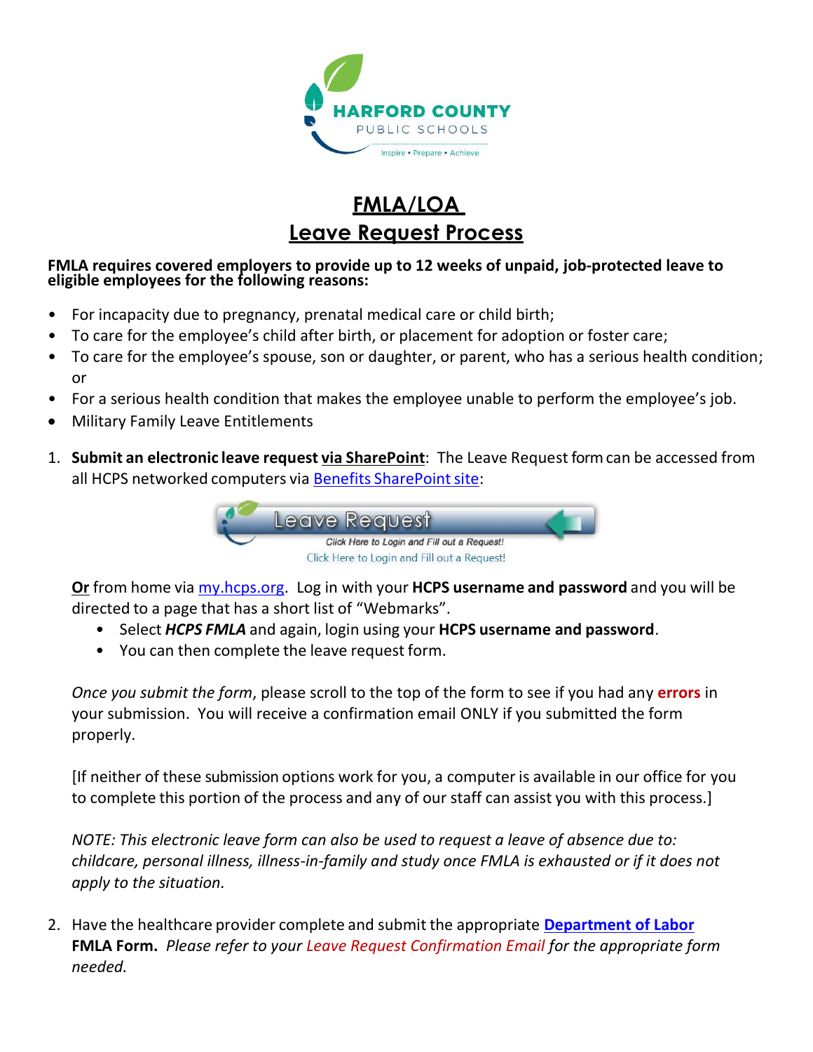HARFORD COUNTY PUBLIC SCHOOLS

Inspire • Prepare • Achieve

# FMLA/LOA
# Leave Request Process

**FMLA requires covered employers to provide up to 12 weeks of unpaid, job-protected leave to eligible employees for the following reasons:**

- For incapacity due to pregnancy, prenatal medical care or child birth;
- To care for the employee's child after birth, or placement for adoption or foster care;
- To care for the employee's spouse, son or daughter, or parent, who has a serious health condition; or
- For a serious health condition that makes the employee unable to perform the employee's job.
- Military Family Leave Entitlements

1. **Submit an electronic leave request via SharePoint**: The Leave Request form can be accessed from all HCPS networked computers via Benefits SharePoint site:

   Leave Request

   Click Here to Login and Fill out a Request!

   **Or** from home via my.hcps.org. Log in with your **HCPS username and password** and you will be directed to a page that has a short list of "Webmarks".
   - Select ***HCPS FMLA*** and again, login using your **HCPS username and password**.
   - You can then complete the leave request form.

   *Once you submit the form*, please scroll to the top of the form to see if you had any **errors** in your submission. You will receive a confirmation email ONLY if you submitted the form properly.

   [If neither of these submission options work for you, a computer is available in our office for you to complete this portion of the process and any of our staff can assist you with this process.]

   *NOTE: This electronic leave form can also be used to request a leave of absence due to: childcare, personal illness, illness-in-family and study once FMLA is exhausted or if it does not apply to the situation.*

2. Have the healthcare provider complete and submit the appropriate **Department of Labor FMLA Form.** *Please refer to your Leave Request Confirmation Email for the appropriate form needed.*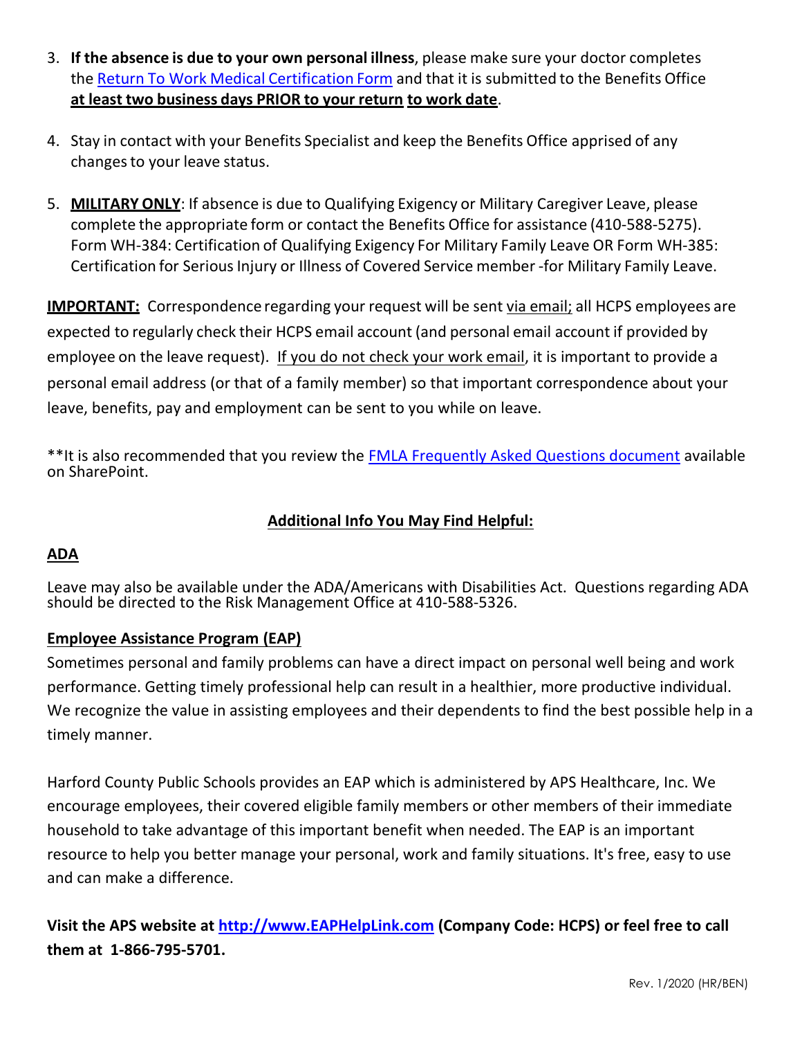3. **If the absence is due to your own personal illness**, please make sure your doctor completes the [Return To Work Medical Certification Form] and that it is submitted to the Benefits Office **at least two business days PRIOR to your return to work date**.

4. Stay in contact with your Benefits Specialist and keep the Benefits Office apprised of any changes to your leave status.

5. **MILITARY ONLY**: If absence is due to Qualifying Exigency or Military Caregiver Leave, please complete the appropriate form or contact the Benefits Office for assistance (410-588-5275). Form WH-384: Certification of Qualifying Exigency For Military Family Leave OR Form WH-385: Certification for Serious Injury or Illness of Covered Service member -for Military Family Leave.

**IMPORTANT:** Correspondence regarding your request will be sent via email; all HCPS employees are expected to regularly check their HCPS email account (and personal email account if provided by employee on the leave request). If you do not check your work email, it is important to provide a personal email address (or that of a family member) so that important correspondence about your leave, benefits, pay and employment can be sent to you while on leave.

**It is also recommended that you review the [FMLA Frequently Asked Questions document] available on SharePoint.

## Additional Info You May Find Helpful:

### ADA

Leave may also be available under the ADA/Americans with Disabilities Act. Questions regarding ADA should be directed to the Risk Management Office at 410-588-5326.

### Employee Assistance Program (EAP)

Sometimes personal and family problems can have a direct impact on personal well being and work performance. Getting timely professional help can result in a healthier, more productive individual. We recognize the value in assisting employees and their dependents to find the best possible help in a timely manner.

Harford County Public Schools provides an EAP which is administered by APS Healthcare, Inc. We encourage employees, their covered eligible family members or other members of their immediate household to take advantage of this important benefit when needed. The EAP is an important resource to help you better manage your personal, work and family situations. It's free, easy to use and can make a difference.

**Visit the APS website at http://www.EAPHelpLink.com (Company Code: HCPS) or feel free to call them at 1-866-795-5701.**

Rev. 1/2020 (HR/BEN)